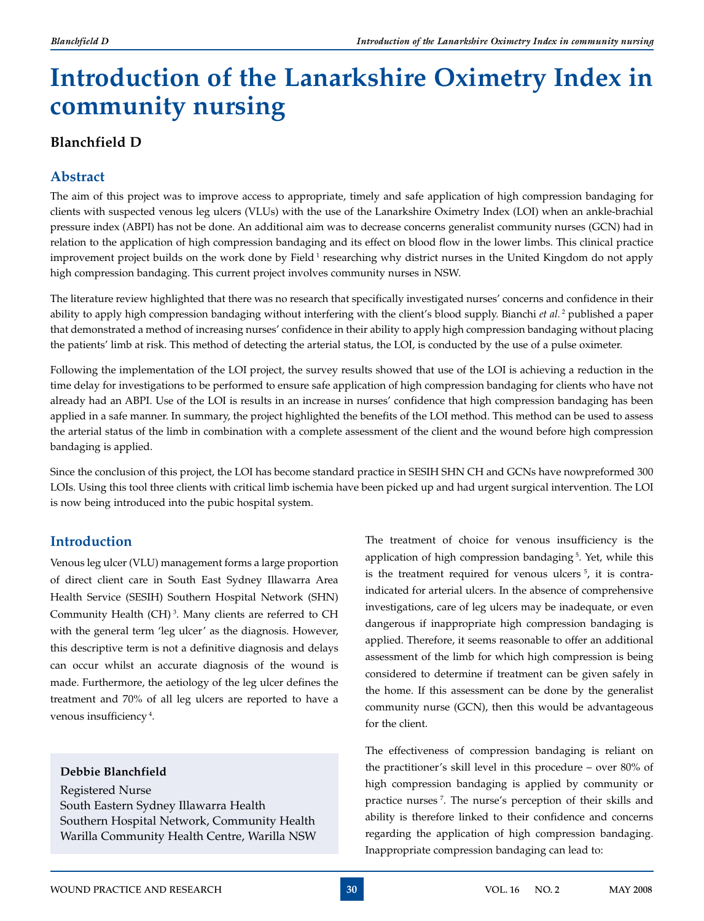# Introduction of the Lanarkshire Oximetry Index in community nursing

**Blanchfield D**

## Abstract

The aim of this project was to improve access to appropriate, timely and safe application of high compression bandaging for clients with suspected venous leg ulcers (VLUs) with the use of the Lanarkshire Oximetry Index (LOI) when an ankle-brachial pressure index (ABPI) has not be done. An additional aim was to decrease concerns generalist community nurses (GCN) had in relation to the application of high compression bandaging and its effect on blood flow in the lower limbs. This clinical practice improvement project builds on the work done by Field [1] researching why district nurses in the United Kingdom do not apply high compression bandaging. This current project involves community nurses in NSW.

The literature review highlighted that there was no research that specifically investigated nurses' concerns and confidence in their ability to apply high compression bandaging without interfering with the client's blood supply. Bianchi *et al.* [2] published a paper that demonstrated a method of increasing nurses' confidence in their ability to apply high compression bandaging without placing the patients' limb at risk. This method of detecting the arterial status, the LOI, is conducted by the use of a pulse oximeter.

Following the implementation of the LOI project, the survey results showed that use of the LOI is achieving a reduction in the time delay for investigations to be performed to ensure safe application of high compression bandaging for clients who have not already had an ABPI. Use of the LOI is results in an increase in nurses' confidence that high compression bandaging has been applied in a safe manner. In summary, the project highlighted the benefits of the LOI method. This method can be used to assess the arterial status of the limb in combination with a complete assessment of the client and the wound before high compression bandaging is applied.

Since the conclusion of this project, the LOI has become standard practice in SESIH SHN CH and GCNs have nowpreformed 300 LOIs. Using this tool three clients with critical limb ischemia have been picked up and had urgent surgical intervention. The LOI is now being introduced into the pubic hospital system.

## Introduction

Venous leg ulcer (VLU) management forms a large proportion of direct client care in South East Sydney Illawarra Area Health Service (SESIH) Southern Hospital Network (SHN) Community Health (CH) [3]. Many clients are referred to CH with the general term 'leg ulcer' as the diagnosis. However, this descriptive term is not a definitive diagnosis and delays can occur whilst an accurate diagnosis of the wound is made. Furthermore, the aetiology of the leg ulcer defines the treatment and 70% of all leg ulcers are reported to have a venous insufficiency [4].

**Debbie Blanchfield**  
Registered Nurse  
South Eastern Sydney Illawarra Health  
Southern Hospital Network, Community Health  
Warilla Community Health Centre, Warilla NSW

The treatment of choice for venous insufficiency is the application of high compression bandaging [5]. Yet, while this is the treatment required for venous ulcers [5], it is contra-indicated for arterial ulcers. In the absence of comprehensive investigations, care of leg ulcers may be inadequate, or even dangerous if inappropriate high compression bandaging is applied. Therefore, it seems reasonable to offer an additional assessment of the limb for which high compression is being considered to determine if treatment can be given safely in the home. If this assessment can be done by the generalist community nurse (GCN), then this would be advantageous for the client.

The effectiveness of compression bandaging is reliant on the practitioner's skill level in this procedure – over 80% of high compression bandaging is applied by community or practice nurses [7]. The nurse's perception of their skills and ability is therefore linked to their confidence and concerns regarding the application of high compression bandaging. Inappropriate compression bandaging can lead to: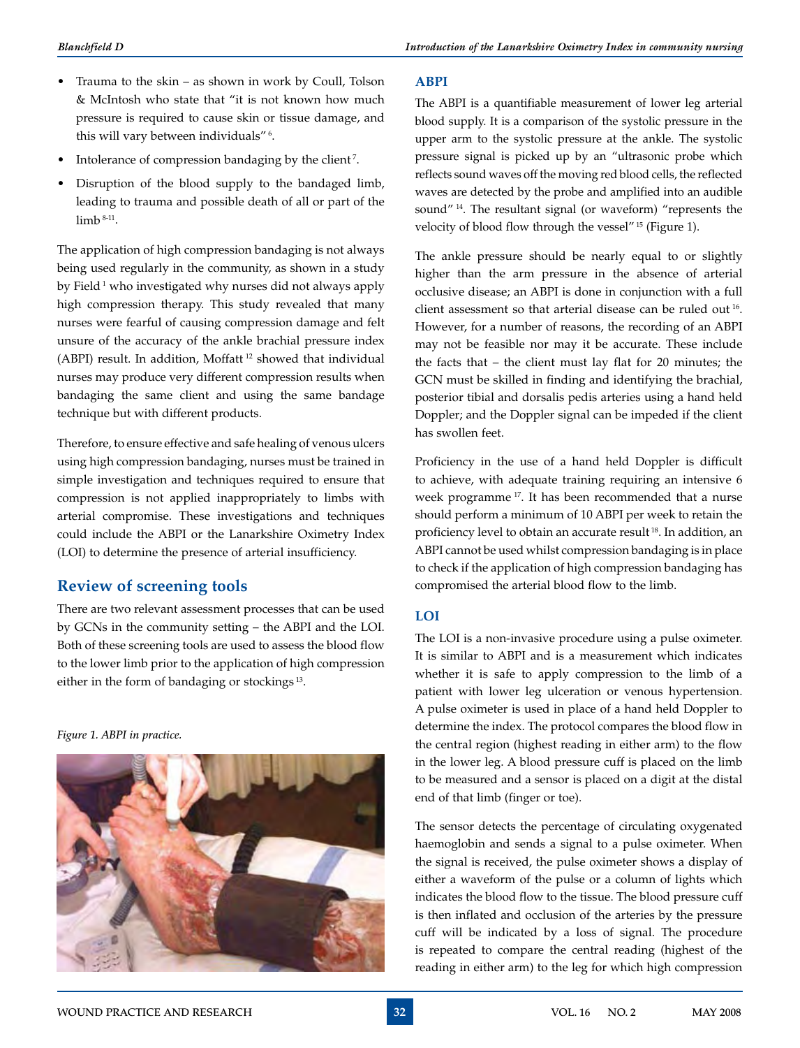- Trauma to the skin – as shown in work by Coull, Tolson & McIntosh who state that "it is not known how much pressure is required to cause skin or tissue damage, and this will vary between individuals" [6].
- Intolerance of compression bandaging by the client [7].
- Disruption of the blood supply to the bandaged limb, leading to trauma and possible death of all or part of the limb [8-11].

The application of high compression bandaging is not always being used regularly in the community, as shown in a study by Field [1] who investigated why nurses did not always apply high compression therapy. This study revealed that many nurses were fearful of causing compression damage and felt unsure of the accuracy of the ankle brachial pressure index (ABPI) result. In addition, Moffatt [12] showed that individual nurses may produce very different compression results when bandaging the same client and using the same bandage technique but with different products.

Therefore, to ensure effective and safe healing of venous ulcers using high compression bandaging, nurses must be trained in simple investigation and techniques required to ensure that compression is not applied inappropriately to limbs with arterial compromise. These investigations and techniques could include the ABPI or the Lanarkshire Oximetry Index (LOI) to determine the presence of arterial insufficiency.

## Review of screening tools

There are two relevant assessment processes that can be used by GCNs in the community setting – the ABPI and the LOI. Both of these screening tools are used to assess the blood flow to the lower limb prior to the application of high compression either in the form of bandaging or stockings [13].

*Figure 1. ABPI in practice.*

### ABPI

The ABPI is a quantifiable measurement of lower leg arterial blood supply. It is a comparison of the systolic pressure in the upper arm to the systolic pressure at the ankle. The systolic pressure signal is picked up by an "ultrasonic probe which reflects sound waves off the moving red blood cells, the reflected waves are detected by the probe and amplified into an audible sound" [14]. The resultant signal (or waveform) "represents the velocity of blood flow through the vessel" [15] (Figure 1).

The ankle pressure should be nearly equal to or slightly higher than the arm pressure in the absence of arterial occlusive disease; an ABPI is done in conjunction with a full client assessment so that arterial disease can be ruled out [16]. However, for a number of reasons, the recording of an ABPI may not be feasible nor may it be accurate. These include the facts that – the client must lay flat for 20 minutes; the GCN must be skilled in finding and identifying the brachial, posterior tibial and dorsalis pedis arteries using a hand held Doppler; and the Doppler signal can be impeded if the client has swollen feet.

Proficiency in the use of a hand held Doppler is difficult to achieve, with adequate training requiring an intensive 6 week programme [17]. It has been recommended that a nurse should perform a minimum of 10 ABPI per week to retain the proficiency level to obtain an accurate result [18]. In addition, an ABPI cannot be used whilst compression bandaging is in place to check if the application of high compression bandaging has compromised the arterial blood flow to the limb.

### LOI

The LOI is a non-invasive procedure using a pulse oximeter. It is similar to ABPI and is a measurement which indicates whether it is safe to apply compression to the limb of a patient with lower leg ulceration or venous hypertension. A pulse oximeter is used in place of a hand held Doppler to determine the index. The protocol compares the blood flow in the central region (highest reading in either arm) to the flow in the lower leg. A blood pressure cuff is placed on the limb to be measured and a sensor is placed on a digit at the distal end of that limb (finger or toe).

The sensor detects the percentage of circulating oxygenated haemoglobin and sends a signal to a pulse oximeter. When the signal is received, the pulse oximeter shows a display of either a waveform of the pulse or a column of lights which indicates the blood flow to the tissue. The blood pressure cuff is then inflated and occlusion of the arteries by the pressure cuff will be indicated by a loss of signal. The procedure is repeated to compare the central reading (highest of the reading in either arm) to the leg for which high compression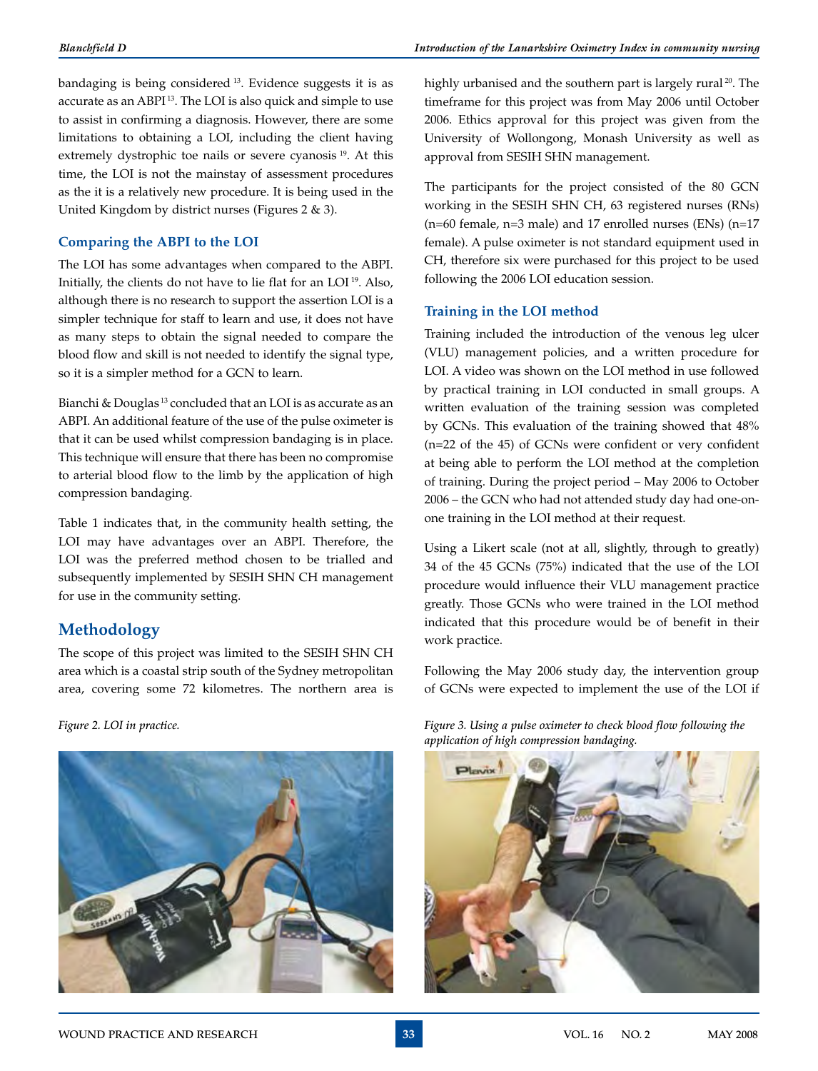bandaging is being considered [13]. Evidence suggests it is as accurate as an ABPI [13]. The LOI is also quick and simple to use to assist in confirming a diagnosis. However, there are some limitations to obtaining a LOI, including the client having extremely dystrophic toe nails or severe cyanosis [19]. At this time, the LOI is not the mainstay of assessment procedures as the it is a relatively new procedure. It is being used in the United Kingdom by district nurses (Figures 2 & 3).

### Comparing the ABPI to the LOI

The LOI has some advantages when compared to the ABPI. Initially, the clients do not have to lie flat for an LOI [19]. Also, although there is no research to support the assertion LOI is a simpler technique for staff to learn and use, it does not have as many steps to obtain the signal needed to compare the blood flow and skill is not needed to identify the signal type, so it is a simpler method for a GCN to learn.

Bianchi & Douglas [13] concluded that an LOI is as accurate as an ABPI. An additional feature of the use of the pulse oximeter is that it can be used whilst compression bandaging is in place. This technique will ensure that there has been no compromise to arterial blood flow to the limb by the application of high compression bandaging.

Table 1 indicates that, in the community health setting, the LOI may have advantages over an ABPI. Therefore, the LOI was the preferred method chosen to be trialled and subsequently implemented by SESIH SHN CH management for use in the community setting.

## Methodology

The scope of this project was limited to the SESIH SHN CH area which is a coastal strip south of the Sydney metropolitan area, covering some 72 kilometres. The northern area is highly urbanised and the southern part is largely rural [20]. The timeframe for this project was from May 2006 until October 2006. Ethics approval for this project was given from the University of Wollongong, Monash University as well as approval from SESIH SHN management.

The participants for the project consisted of the 80 GCN working in the SESIH SHN CH, 63 registered nurses (RNs) (n=60 female, n=3 male) and 17 enrolled nurses (ENs) (n=17 female). A pulse oximeter is not standard equipment used in CH, therefore six were purchased for this project to be used following the 2006 LOI education session.

### Training in the LOI method

Training included the introduction of the venous leg ulcer (VLU) management policies, and a written procedure for LOI. A video was shown on the LOI method in use followed by practical training in LOI conducted in small groups. A written evaluation of the training session was completed by GCNs. This evaluation of the training showed that 48% (n=22 of the 45) of GCNs were confident or very confident at being able to perform the LOI method at the completion of training. During the project period – May 2006 to October 2006 – the GCN who had not attended study day had one-on-one training in the LOI method at their request.

Using a Likert scale (not at all, slightly, through to greatly) 34 of the 45 GCNs (75%) indicated that the use of the LOI procedure would influence their VLU management practice greatly. Those GCNs who were trained in the LOI method indicated that this procedure would be of benefit in their work practice.

Following the May 2006 study day, the intervention group of GCNs were expected to implement the use of the LOI if

*Figure 2. LOI in practice.*

*Figure 3. Using a pulse oximeter to check blood flow following the application of high compression bandaging.*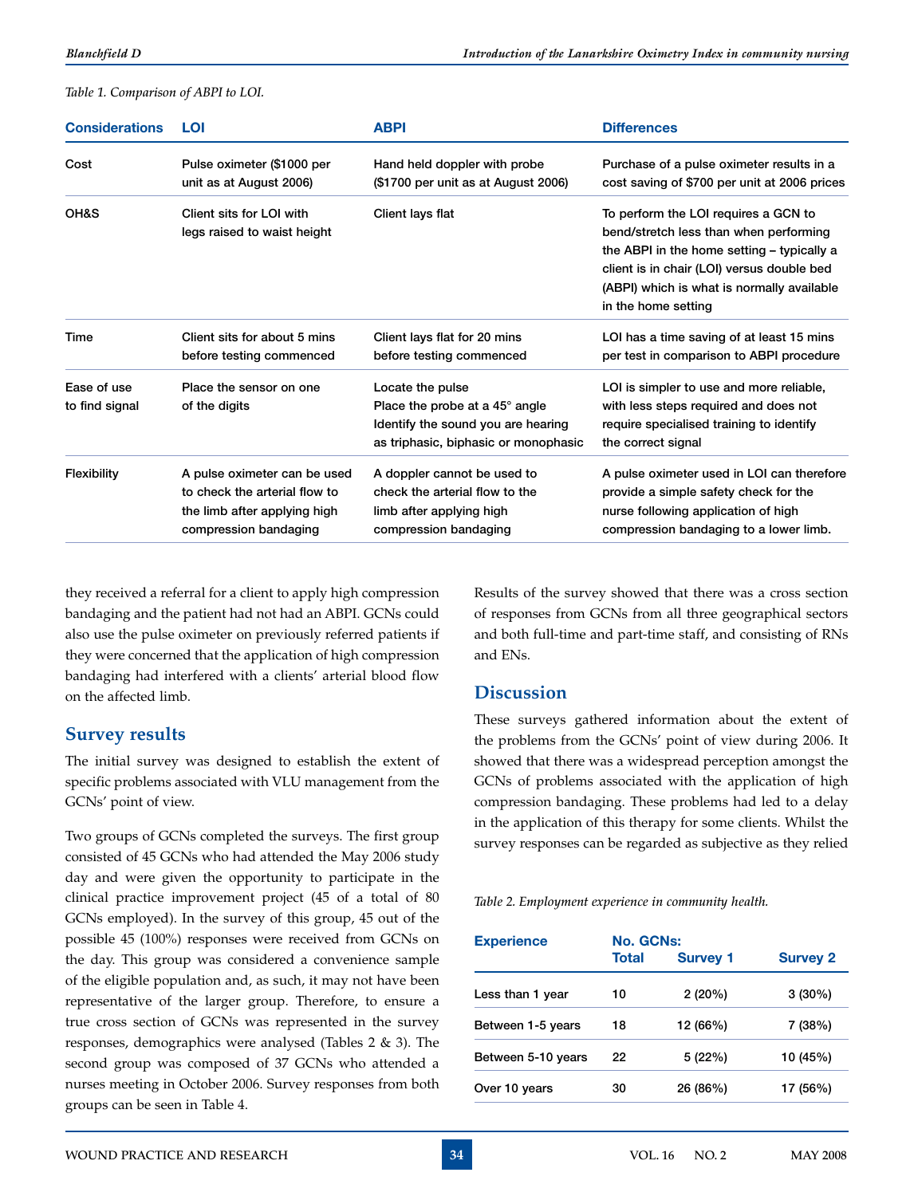*Table 1. Comparison of ABPI to LOI.*

| Considerations | LOI | ABPI | Differences |
|---|---|---|---|
| Cost | Pulse oximeter ($1000 per unit as at August 2006) | Hand held doppler with probe ($1700 per unit as at August 2006) | Purchase of a pulse oximeter results in a cost saving of $700 per unit at 2006 prices |
| OH&S | Client sits for LOI with legs raised to waist height | Client lays flat | To perform the LOI requires a GCN to bend/stretch less than when performing the ABPI in the home setting – typically a client is in chair (LOI) versus double bed (ABPI) which is what is normally available in the home setting |
| Time | Client sits for about 5 mins before testing commenced | Client lays flat for 20 mins before testing commenced | LOI has a time saving of at least 15 mins per test in comparison to ABPI procedure |
| Ease of use to find signal | Place the sensor on one of the digits | Locate the pulse<br>Place the probe at a 45° angle<br>Identify the sound you are hearing as triphasic, biphasic or monophasic | LOI is simpler to use and more reliable, with less steps required and does not require specialised training to identify the correct signal |
| Flexibility | A pulse oximeter can be used to check the arterial flow to the limb after applying high compression bandaging | A doppler cannot be used to check the arterial flow to the limb after applying high compression bandaging | A pulse oximeter used in LOI can therefore provide a simple safety check for the nurse following application of high compression bandaging to a lower limb. |

they received a referral for a client to apply high compression bandaging and the patient had not had an ABPI. GCNs could also use the pulse oximeter on previously referred patients if they were concerned that the application of high compression bandaging had interfered with a clients' arterial blood flow on the affected limb.

## Survey results

The initial survey was designed to establish the extent of specific problems associated with VLU management from the GCNs' point of view.

Two groups of GCNs completed the surveys. The first group consisted of 45 GCNs who had attended the May 2006 study day and were given the opportunity to participate in the clinical practice improvement project (45 of a total of 80 GCNs employed). In the survey of this group, 45 out of the possible 45 (100%) responses were received from GCNs on the day. This group was considered a convenience sample of the eligible population and, as such, it may not have been representative of the larger group. Therefore, to ensure a true cross section of GCNs was represented in the survey responses, demographics were analysed (Tables 2 & 3). The second group was composed of 37 GCNs who attended a nurses meeting in October 2006. Survey responses from both groups can be seen in Table 4.

Results of the survey showed that there was a cross section of responses from GCNs from all three geographical sectors and both full-time and part-time staff, and consisting of RNs and ENs.

## Discussion

These surveys gathered information about the extent of the problems from the GCNs' point of view during 2006. It showed that there was a widespread perception amongst the GCNs of problems associated with the application of high compression bandaging. These problems had led to a delay in the application of this therapy for some clients. Whilst the survey responses can be regarded as subjective as they relied

*Table 2. Employment experience in community health.*

| Experience | No. GCNs: Total | Survey 1 | Survey 2 |
|---|---|---|---|
| Less than 1 year | 10 | 2 (20%) | 3 (30%) |
| Between 1-5 years | 18 | 12 (66%) | 7 (38%) |
| Between 5-10 years | 22 | 5 (22%) | 10 (45%) |
| Over 10 years | 30 | 26 (86%) | 17 (56%) |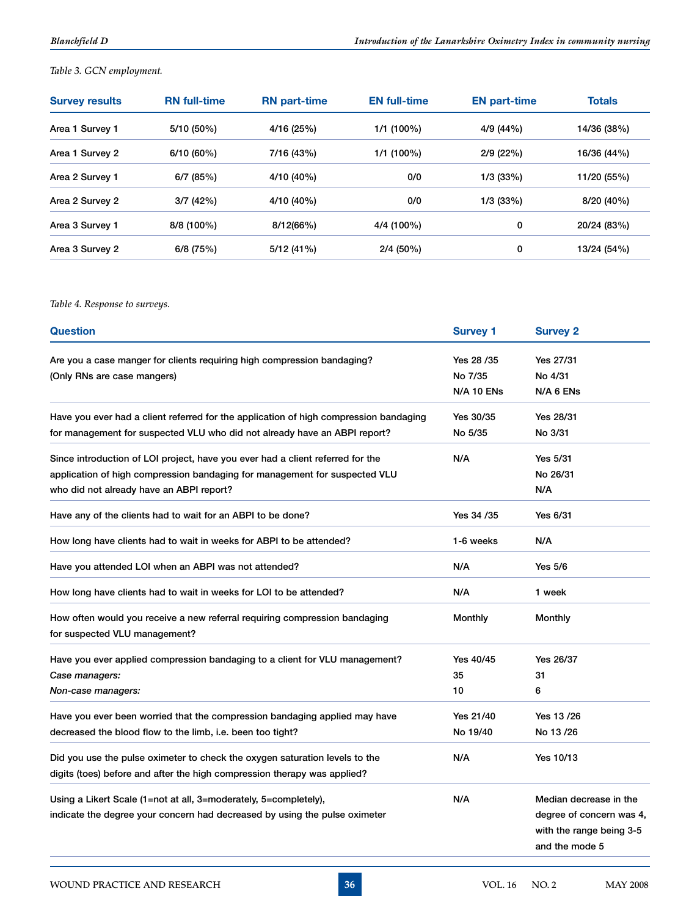*Table 3. GCN employment.*

| Survey results | RN full-time | RN part-time | EN full-time | EN part-time | Totals |
|---|---|---|---|---|---|
| Area 1 Survey 1 | 5/10 (50%) | 4/16 (25%) | 1/1 (100%) | 4/9 (44%) | 14/36 (38%) |
| Area 1 Survey 2 | 6/10 (60%) | 7/16 (43%) | 1/1 (100%) | 2/9 (22%) | 16/36 (44%) |
| Area 2 Survey 1 | 6/7 (85%) | 4/10 (40%) | 0/0 | 1/3 (33%) | 11/20 (55%) |
| Area 2 Survey 2 | 3/7 (42%) | 4/10 (40%) | 0/0 | 1/3 (33%) | 8/20 (40%) |
| Area 3 Survey 1 | 8/8 (100%) | 8/12(66%) | 4/4 (100%) | 0 | 20/24 (83%) |
| Area 3 Survey 2 | 6/8 (75%) | 5/12 (41%) | 2/4 (50%) | 0 | 13/24 (54%) |

*Table 4. Response to surveys.*

| Question | Survey 1 | Survey 2 |
|---|---|---|
| Are you a case manger for clients requiring high compression bandaging? (Only RNs are case mangers) | Yes 28 /35<br>No 7/35<br>N/A 10 ENs | Yes 27/31<br>No 4/31<br>N/A 6 ENs |
| Have you ever had a client referred for the application of high compression bandaging for management for suspected VLU who did not already have an ABPI report? | Yes 30/35<br>No 5/35 | Yes 28/31<br>No 3/31 |
| Since introduction of LOI project, have you ever had a client referred for the application of high compression bandaging for management for suspected VLU who did not already have an ABPI report? | N/A | Yes 5/31<br>No 26/31<br>N/A |
| Have any of the clients had to wait for an ABPI to be done? | Yes 34 /35 | Yes 6/31 |
| How long have clients had to wait in weeks for ABPI to be attended? | 1-6 weeks | N/A |
| Have you attended LOI when an ABPI was not attended? | N/A | Yes 5/6 |
| How long have clients had to wait in weeks for LOI to be attended? | N/A | 1 week |
| How often would you receive a new referral requiring compression bandaging for suspected VLU management? | Monthly | Monthly |
| Have you ever applied compression bandaging to a client for VLU management?<br>*Case managers:*<br>*Non-case managers:* | Yes 40/45<br>35<br>10 | Yes 26/37<br>31<br>6 |
| Have you ever been worried that the compression bandaging applied may have decreased the blood flow to the limb, i.e. been too tight? | Yes 21/40<br>No 19/40 | Yes 13 /26<br>No 13 /26 |
| Did you use the pulse oximeter to check the oxygen saturation levels to the digits (toes) before and after the high compression therapy was applied? | N/A | Yes 10/13 |
| Using a Likert Scale (1=not at all, 3=moderately, 5=completely), indicate the degree your concern had decreased by using the pulse oximeter | N/A | Median decrease in the degree of concern was 4, with the range being 3-5 and the mode 5 |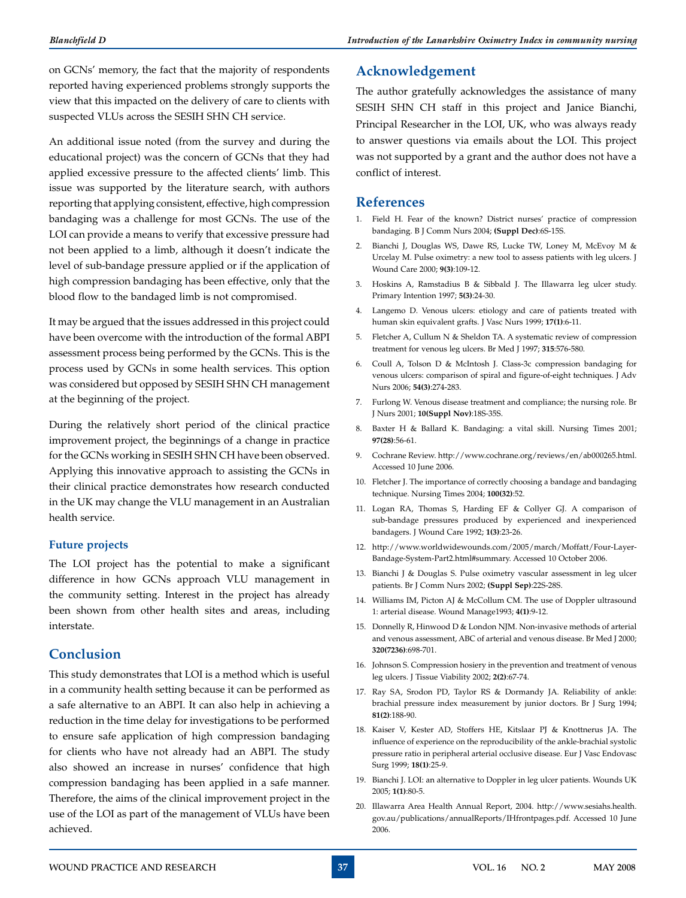on GCNs' memory, the fact that the majority of respondents reported having experienced problems strongly supports the view that this impacted on the delivery of care to clients with suspected VLUs across the SESIH SHN CH service.

An additional issue noted (from the survey and during the educational project) was the concern of GCNs that they had applied excessive pressure to the affected clients' limb. This issue was supported by the literature search, with authors reporting that applying consistent, effective, high compression bandaging was a challenge for most GCNs. The use of the LOI can provide a means to verify that excessive pressure had not been applied to a limb, although it doesn't indicate the level of sub-bandage pressure applied or if the application of high compression bandaging has been effective, only that the blood flow to the bandaged limb is not compromised.

It may be argued that the issues addressed in this project could have been overcome with the introduction of the formal ABPI assessment process being performed by the GCNs. This is the process used by GCNs in some health services. This option was considered but opposed by SESIH SHN CH management at the beginning of the project.

During the relatively short period of the clinical practice improvement project, the beginnings of a change in practice for the GCNs working in SESIH SHN CH have been observed. Applying this innovative approach to assisting the GCNs in their clinical practice demonstrates how research conducted in the UK may change the VLU management in an Australian health service.

### Future projects

The LOI project has the potential to make a significant difference in how GCNs approach VLU management in the community setting. Interest in the project has already been shown from other health sites and areas, including interstate.

## Conclusion

This study demonstrates that LOI is a method which is useful in a community health setting because it can be performed as a safe alternative to an ABPI. It can also help in achieving a reduction in the time delay for investigations to be performed to ensure safe application of high compression bandaging for clients who have not already had an ABPI. The study also showed an increase in nurses' confidence that high compression bandaging has been applied in a safe manner. Therefore, the aims of the clinical improvement project in the use of the LOI as part of the management of VLUs have been achieved.

## Acknowledgement

The author gratefully acknowledges the assistance of many SESIH SHN CH staff in this project and Janice Bianchi, Principal Researcher in the LOI, UK, who was always ready to answer questions via emails about the LOI. This project was not supported by a grant and the author does not have a conflict of interest.

## References

1. Field H. Fear of the known? District nurses' practice of compression bandaging. B J Comm Nurs 2004; **(Suppl Dec)**:6S-15S.
2. Bianchi J, Douglas WS, Dawe RS, Lucke TW, Loney M, McEvoy M & Urcelay M. Pulse oximetry: a new tool to assess patients with leg ulcers. J Wound Care 2000; **9(3)**:109-12.
3. Hoskins A, Ramstadius B & Sibbald J. The Illawarra leg ulcer study. Primary Intention 1997; **5(3)**:24-30.
4. Langemo D. Venous ulcers: etiology and care of patients treated with human skin equivalent grafts. J Vasc Nurs 1999; **17(1)**:6-11.
5. Fletcher A, Cullum N & Sheldon TA. A systematic review of compression treatment for venous leg ulcers. Br Med J 1997; **315**:576-580.
6. Coull A, Tolson D & McIntosh J. Class-3c compression bandaging for venous ulcers: comparison of spiral and figure-of-eight techniques. J Adv Nurs 2006; **54(3)**:274-283.
7. Furlong W. Venous disease treatment and compliance; the nursing role. Br J Nurs 2001; **10(Suppl Nov)**:18S-35S.
8. Baxter H & Ballard K. Bandaging: a vital skill. Nursing Times 2001; **97(28)**:56-61.
9. Cochrane Review. http://www.cochrane.org/reviews/en/ab000265.html. Accessed 10 June 2006.
10. Fletcher J. The importance of correctly choosing a bandage and bandaging technique. Nursing Times 2004; **100(32)**:52.
11. Logan RA, Thomas S, Harding EF & Collyer GJ. A comparison of sub-bandage pressures produced by experienced and inexperienced bandagers. J Wound Care 1992; **1(3)**:23-26.
12. http://www.worldwidewounds.com/2005/march/Moffatt/Four-Layer-Bandage-System-Part2.html#summary. Accessed 10 October 2006.
13. Bianchi J & Douglas S. Pulse oximetry vascular assessment in leg ulcer patients. Br J Comm Nurs 2002; **(Suppl Sep)**:22S-28S.
14. Williams IM, Picton AJ & McCollum CM. The use of Doppler ultrasound 1: arterial disease. Wound Manage1993; **4(1)**:9-12.
15. Donnelly R, Hinwood D & London NJM. Non-invasive methods of arterial and venous assessment, ABC of arterial and venous disease. Br Med J 2000; **320(7236)**:698-701.
16. Johnson S. Compression hosiery in the prevention and treatment of venous leg ulcers. J Tissue Viability 2002; **2(2)**:67-74.
17. Ray SA, Srodon PD, Taylor RS & Dormandy JA. Reliability of ankle: brachial pressure index measurement by junior doctors. Br J Surg 1994; **81(2)**:188-90.
18. Kaiser V, Kester AD, Stoffers HE, Kitslaar PJ & Knottnerus JA. The influence of experience on the reproducibility of the ankle-brachial systolic pressure ratio in peripheral arterial occlusive disease. Eur J Vasc Endovasc Surg 1999; **18(1)**:25-9.
19. Bianchi J. LOI: an alternative to Doppler in leg ulcer patients. Wounds UK 2005; **1(1)**:80-5.
20. Illawarra Area Health Annual Report, 2004. http://www.sesiahs.health.gov.au/publications/annualReports/IHfrontpages.pdf. Accessed 10 June 2006.